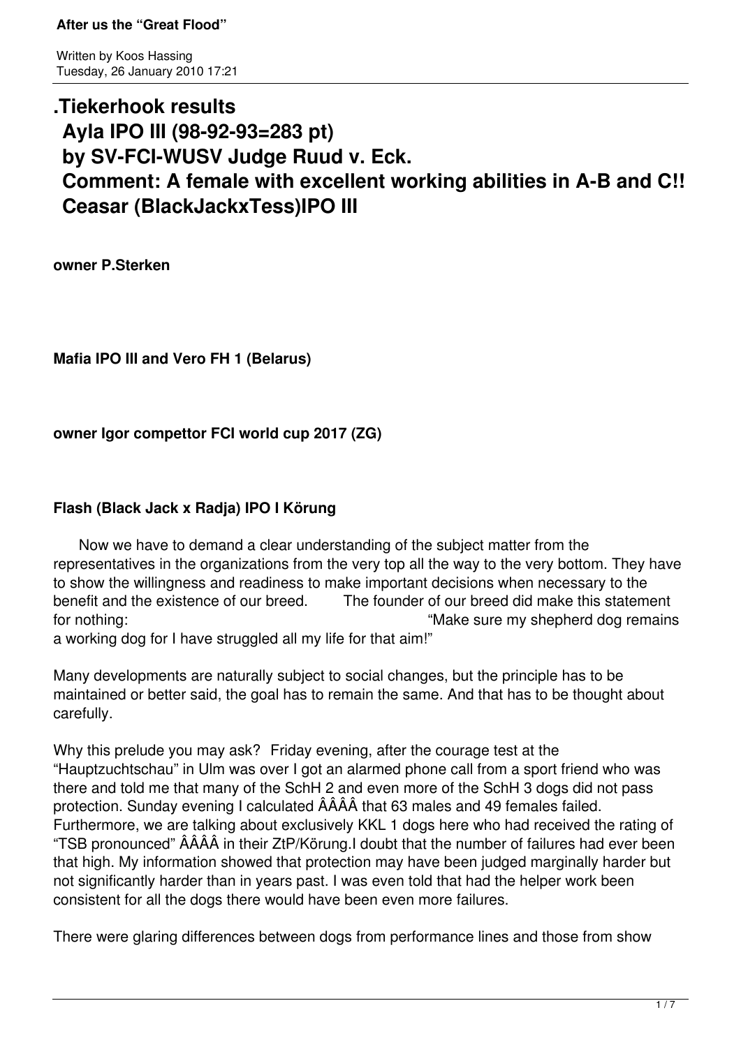**After us the "Great Flood"**

Written by Koos Hassing
Tuesday, 26 January 2010 17:21

# .Tiekerhook results Ayla IPO III (98-92-93=283 pt) by SV-FCI-WUSV Judge Ruud v. Eck. Comment: A female with excellent working abilities in A-B and C!! Ceasar (BlackJackxTess)IPO III

**owner P.Sterken**

**Mafia IPO III and Vero FH 1 (Belarus)**

**owner Igor competitor FCI world cup 2017 (ZG)**

**Flash (Black Jack x Radja) IPO I Körung**

Now we have to demand a clear understanding of the subject matter from the representatives in the organizations from the very top all the way to the very bottom. They have to show the willingness and readiness to make important decisions when necessary to the benefit and the existence of our breed. The founder of our breed did make this statement for nothing: "Make sure my shepherd dog remains a working dog for I have struggled all my life for that aim!"

Many developments are naturally subject to social changes, but the principle has to be maintained or better said, the goal has to remain the same. And that has to be thought about carefully.

Why this prelude you may ask? Friday evening, after the courage test at the "Hauptzuchtschau" in Ulm was over I got an alarmed phone call from a sport friend who was there and told me that many of the SchH 2 and even more of the SchH 3 dogs did not pass protection. Sunday evening I calculated ÂÂÂÂ that 63 males and 49 females failed. Furthermore, we are talking about exclusively KKL 1 dogs here who had received the rating of "TSB pronounced" ÂÂÂÂ in their ZtP/Körung.I doubt that the number of failures had ever been that high. My information showed that protection may have been judged marginally harder but not significantly harder than in years past. I was even told that had the helper work been consistent for all the dogs there would have been even more failures.

There were glaring differences between dogs from performance lines and those from show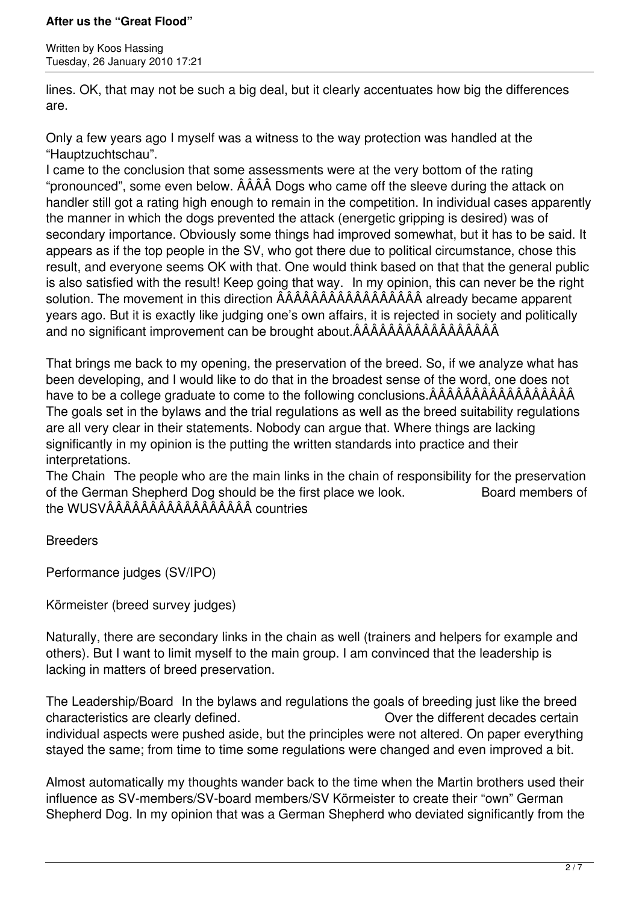lines. OK, that may not be such a big deal, but it clearly accentuates how big the differences are.

Only a few years ago I myself was a witness to the way protection was handled at the "Hauptzuchtschau".
I came to the conclusion that some assessments were at the very bottom of the rating "pronounced", some even below. ÂÂÂÂ Dogs who came off the sleeve during the attack on handler still got a rating high enough to remain in the competition. In individual cases apparently the manner in which the dogs prevented the attack (energetic gripping is desired) was of secondary importance. Obviously some things had improved somewhat, but it has to be said. It appears as if the top people in the SV, who got there due to political circumstance, chose this result, and everyone seems OK with that. One would think based on that that the general public is also satisfied with the result! Keep going that way. In my opinion, this can never be the right solution. The movement in this direction ÂÂÂÂÂÂÂÂÂÂÂÂÂÂÂÂÂ already became apparent years ago. But it is exactly like judging one's own affairs, it is rejected in society and politically and no significant improvement can be brought about.ÂÂÂÂÂÂÂÂÂÂÂÂÂÂÂÂÂ

That brings me back to my opening, the preservation of the breed. So, if we analyze what has been developing, and I would like to do that in the broadest sense of the word, one does not have to be a college graduate to come to the following conclusions.ÂÂÂÂÂÂÂÂÂÂÂÂÂÂÂÂÂ
The goals set in the bylaws and the trial regulations as well as the breed suitability regulations are all very clear in their statements. Nobody can argue that. Where things are lacking significantly in my opinion is the putting the written standards into practice and their interpretations.
The Chain The people who are the main links in the chain of responsibility for the preservation of the German Shepherd Dog should be the first place we look. Board members of the WUSVÂÂÂÂÂÂÂÂÂÂÂÂÂÂÂÂÂÂ countries

Breeders

Performance judges (SV/IPO)

Körmeister (breed survey judges)

Naturally, there are secondary links in the chain as well (trainers and helpers for example and others). But I want to limit myself to the main group. I am convinced that the leadership is lacking in matters of breed preservation.

The Leadership/Board In the bylaws and regulations the goals of breeding just like the breed characteristics are clearly defined. Over the different decades certain individual aspects were pushed aside, but the principles were not altered. On paper everything stayed the same; from time to time some regulations were changed and even improved a bit.

Almost automatically my thoughts wander back to the time when the Martin brothers used their influence as SV-members/SV-board members/SV Körmeister to create their "own" German Shepherd Dog. In my opinion that was a German Shepherd who deviated significantly from the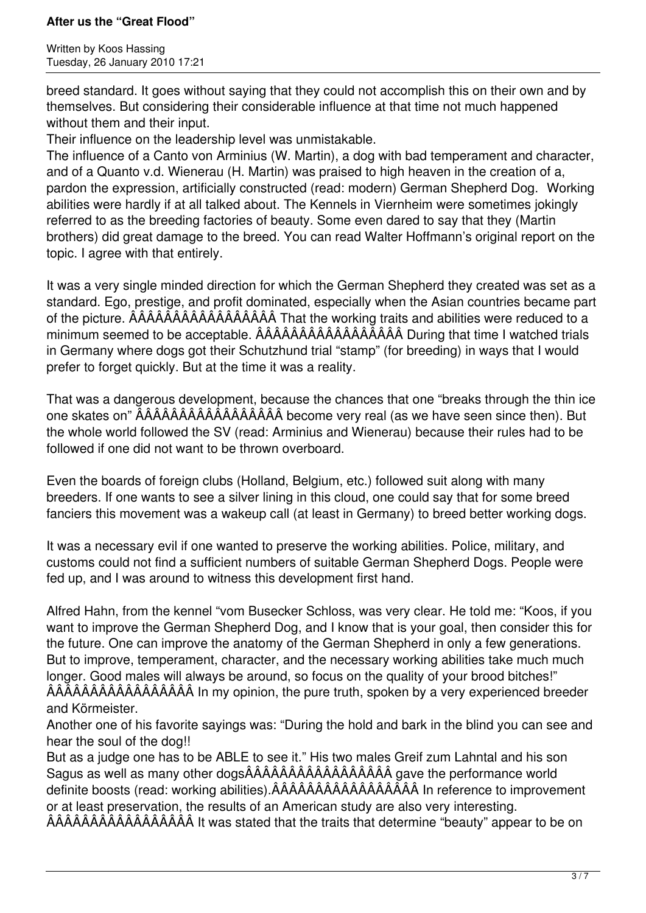breed standard. It goes without saying that they could not accomplish this on their own and by themselves. But considering their considerable influence at that time not much happened without them and their input.

Their influence on the leadership level was unmistakable.

The influence of a Canto von Arminius (W. Martin), a dog with bad temperament and character, and of a Quanto v.d. Wienerau (H. Martin) was praised to high heaven in the creation of a, pardon the expression, artificially constructed (read: modern) German Shepherd Dog. Working abilities were hardly if at all talked about. The Kennels in Viernheim were sometimes jokingly referred to as the breeding factories of beauty. Some even dared to say that they (Martin brothers) did great damage to the breed. You can read Walter Hoffmann's original report on the topic. I agree with that entirely.

It was a very single minded direction for which the German Shepherd they created was set as a standard. Ego, prestige, and profit dominated, especially when the Asian countries became part of the picture. ÂÂÂÂÂÂÂÂÂÂÂÂÂÂÂÂÂ That the working traits and abilities were reduced to a minimum seemed to be acceptable. ÂÂÂÂÂÂÂÂÂÂÂÂÂÂÂÂÂ During that time I watched trials in Germany where dogs got their Schutzhund trial "stamp" (for breeding) in ways that I would prefer to forget quickly. But at the time it was a reality.

That was a dangerous development, because the chances that one "breaks through the thin ice one skates on" ÂÂÂÂÂÂÂÂÂÂÂÂÂÂÂÂÂ become very real (as we have seen since then). But the whole world followed the SV (read: Arminius and Wienerau) because their rules had to be followed if one did not want to be thrown overboard.

Even the boards of foreign clubs (Holland, Belgium, etc.) followed suit along with many breeders. If one wants to see a silver lining in this cloud, one could say that for some breed fanciers this movement was a wakeup call (at least in Germany) to breed better working dogs.

It was a necessary evil if one wanted to preserve the working abilities. Police, military, and customs could not find a sufficient numbers of suitable German Shepherd Dogs. People were fed up, and I was around to witness this development first hand.

Alfred Hahn, from the kennel "vom Busecker Schloss, was very clear. He told me: "Koos, if you want to improve the German Shepherd Dog, and I know that is your goal, then consider this for the future. One can improve the anatomy of the German Shepherd in only a few generations. But to improve, temperament, character, and the necessary working abilities take much much longer. Good males will always be around, so focus on the quality of your brood bitches!" ÂÂÂÂÂÂÂÂÂÂÂÂÂÂÂÂÂ In my opinion, the pure truth, spoken by a very experienced breeder and Körmeister.

Another one of his favorite sayings was: "During the hold and bark in the blind you can see and hear the soul of the dog!!

But as a judge one has to be ABLE to see it." His two males Greif zum Lahntal and his son Sagus as well as many other dogsÂÂÂÂÂÂÂÂÂÂÂÂÂÂÂÂÂ gave the performance world definite boosts (read: working abilities).ÂÂÂÂÂÂÂÂÂÂÂÂÂÂÂÂÂ In reference to improvement or at least preservation, the results of an American study are also very interesting. ÂÂÂÂÂÂÂÂÂÂÂÂÂÂÂÂÂ It was stated that the traits that determine "beauty" appear to be on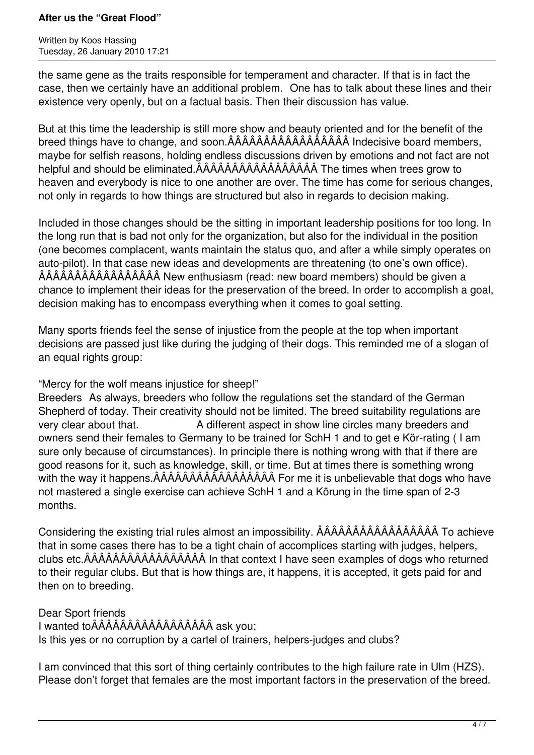the same gene as the traits responsible for temperament and character. If that is in fact the case, then we certainly have an additional problem. One has to talk about these lines and their existence very openly, but on a factual basis. Then their discussion has value.

But at this time the leadership is still more show and beauty oriented and for the benefit of the breed things have to change, and soon.ÂÂÂÂÂÂÂÂÂÂÂÂÂÂÂÂÂ Indecisive board members, maybe for selfish reasons, holding endless discussions driven by emotions and not fact are not helpful and should be eliminated.ÂÂÂÂÂÂÂÂÂÂÂÂÂÂÂÂÂ The times when trees grow to heaven and everybody is nice to one another are over. The time has come for serious changes, not only in regards to how things are structured but also in regards to decision making.

Included in those changes should be the sitting in important leadership positions for too long. In the long run that is bad not only for the organization, but also for the individual in the position (one becomes complacent, wants maintain the status quo, and after a while simply operates on auto-pilot). In that case new ideas and developments are threatening (to one's own office). ÂÂÂÂÂÂÂÂÂÂÂÂÂÂÂÂÂ New enthusiasm (read: new board members) should be given a chance to implement their ideas for the preservation of the breed. In order to accomplish a goal, decision making has to encompass everything when it comes to goal setting.

Many sports friends feel the sense of injustice from the people at the top when important decisions are passed just like during the judging of their dogs. This reminded me of a slogan of an equal rights group:

"Mercy for the wolf means injustice for sheep!"

Breeders As always, breeders who follow the regulations set the standard of the German Shepherd of today. Their creativity should not be limited. The breed suitability regulations are very clear about that. A different aspect in show line circles many breeders and owners send their females to Germany to be trained for SchH 1 and to get e Kör-rating ( I am sure only because of circumstances). In principle there is nothing wrong with that if there are good reasons for it, such as knowledge, skill, or time. But at times there is something wrong with the way it happens.ÂÂÂÂÂÂÂÂÂÂÂÂÂÂÂÂÂ For me it is unbelievable that dogs who have not mastered a single exercise can achieve SchH 1 and a Körung in the time span of 2-3 months.

Considering the existing trial rules almost an impossibility. ÂÂÂÂÂÂÂÂÂÂÂÂÂÂÂÂÂ To achieve that in some cases there has to be a tight chain of accomplices starting with judges, helpers, clubs etc.ÂÂÂÂÂÂÂÂÂÂÂÂÂÂÂÂÂ In that context I have seen examples of dogs who returned to their regular clubs. But that is how things are, it happens, it is accepted, it gets paid for and then on to breeding.

Dear Sport friends
I wanted toÂÂÂÂÂÂÂÂÂÂÂÂÂÂÂÂÂ ask you;
Is this yes or no corruption by a cartel of trainers, helpers-judges and clubs?

I am convinced that this sort of thing certainly contributes to the high failure rate in Ulm (HZS). Please don't forget that females are the most important factors in the preservation of the breed.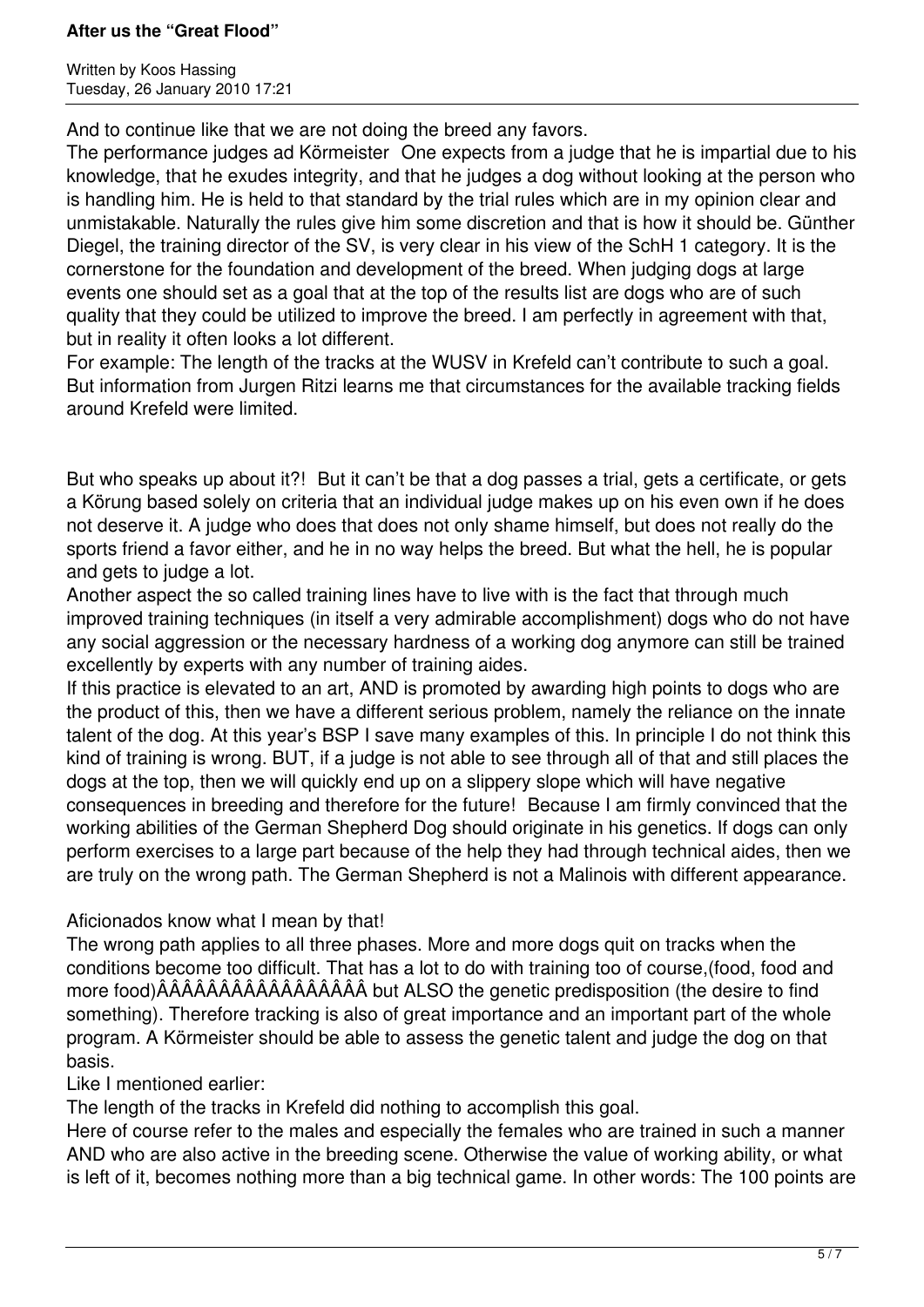And to continue like that we are not doing the breed any favors.

The performance judges ad Körmeister  One expects from a judge that he is impartial due to his knowledge, that he exudes integrity, and that he judges a dog without looking at the person who is handling him. He is held to that standard by the trial rules which are in my opinion clear and unmistakable. Naturally the rules give him some discretion and that is how it should be. Günther Diegel, the training director of the SV, is very clear in his view of the SchH 1 category. It is the cornerstone for the foundation and development of the breed. When judging dogs at large events one should set as a goal that at the top of the results list are dogs who are of such quality that they could be utilized to improve the breed. I am perfectly in agreement with that, but in reality it often looks a lot different.

For example: The length of the tracks at the WUSV in Krefeld can't contribute to such a goal. But information from Jurgen Ritzi learns me that circumstances for the available tracking fields around Krefeld were limited.

But who speaks up about it?!  But it can't be that a dog passes a trial, gets a certificate, or gets a Körung based solely on criteria that an individual judge makes up on his even own if he does not deserve it. A judge who does that does not only shame himself, but does not really do the sports friend a favor either, and he in no way helps the breed. But what the hell, he is popular and gets to judge a lot.

Another aspect the so called training lines have to live with is the fact that through much improved training techniques (in itself a very admirable accomplishment) dogs who do not have any social aggression or the necessary hardness of a working dog anymore can still be trained excellently by experts with any number of training aides.

If this practice is elevated to an art, AND is promoted by awarding high points to dogs who are the product of this, then we have a different serious problem, namely the reliance on the innate talent of the dog. At this year's BSP I save many examples of this. In principle I do not think this kind of training is wrong. BUT, if a judge is not able to see through all of that and still places the dogs at the top, then we will quickly end up on a slippery slope which will have negative consequences in breeding and therefore for the future!  Because I am firmly convinced that the working abilities of the German Shepherd Dog should originate in his genetics. If dogs can only perform exercises to a large part because of the help they had through technical aides, then we are truly on the wrong path. The German Shepherd is not a Malinois with different appearance.

Aficionados know what I mean by that!

The wrong path applies to all three phases. More and more dogs quit on tracks when the conditions become too difficult. That has a lot to do with training too of course,(food, food and more food)ÂÂÂÂÂÂÂÂÂÂÂÂÂÂÂÂÂ but ALSO the genetic predisposition (the desire to find something). Therefore tracking is also of great importance and an important part of the whole program. A Körmeister should be able to assess the genetic talent and judge the dog on that basis.

Like I mentioned earlier:

The length of the tracks in Krefeld did nothing to accomplish this goal.

Here of course refer to the males and especially the females who are trained in such a manner AND who are also active in the breeding scene. Otherwise the value of working ability, or what is left of it, becomes nothing more than a big technical game. In other words: The 100 points are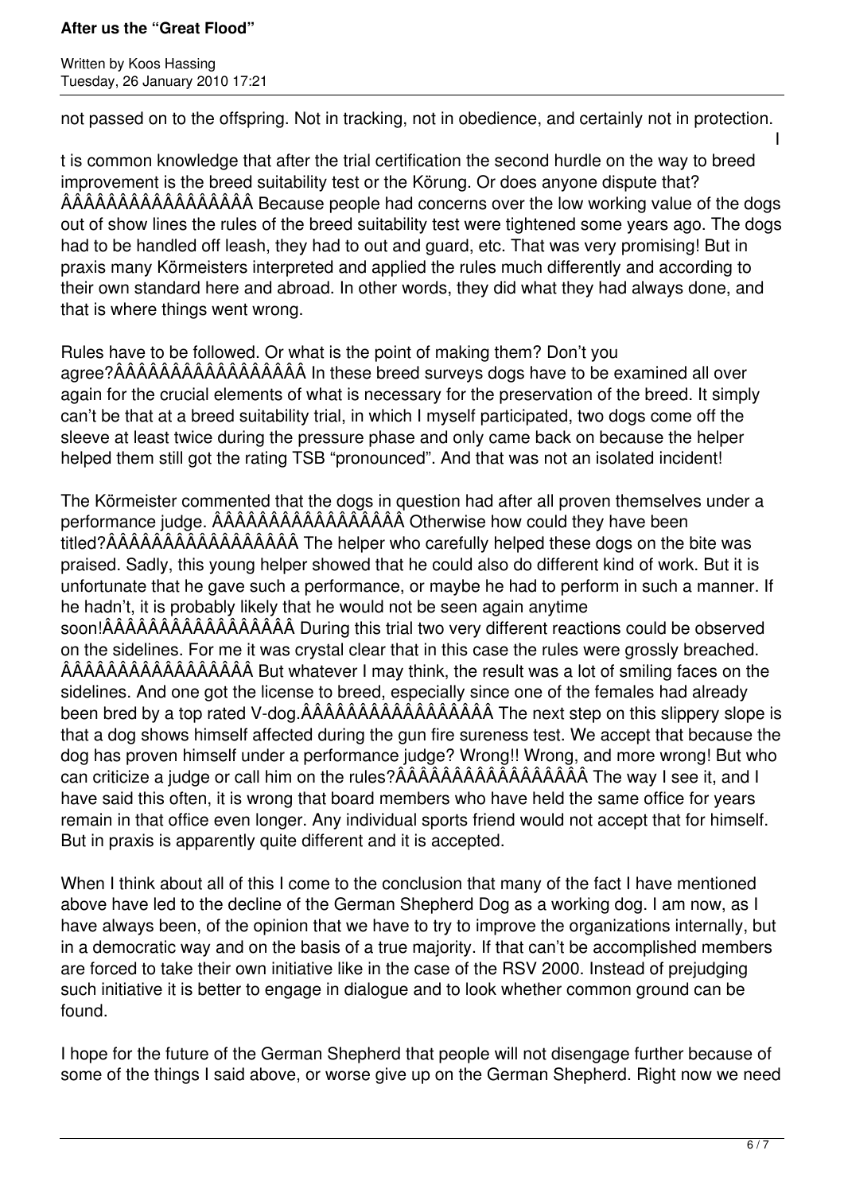not passed on to the offspring. Not in tracking, not in obedience, and certainly not in protection.

It is common knowledge that after the trial certification the second hurdle on the way to breed improvement is the breed suitability test or the Körung. Or does anyone dispute that? ÂÂÂÂÂÂÂÂÂÂÂÂÂÂÂÂÂ Because people had concerns over the low working value of the dogs out of show lines the rules of the breed suitability test were tightened some years ago. The dogs had to be handled off leash, they had to out and guard, etc. That was very promising! But in praxis many Körmeisters interpreted and applied the rules much differently and according to their own standard here and abroad. In other words, they did what they had always done, and that is where things went wrong.

Rules have to be followed. Or what is the point of making them? Don't you agree?ÂÂÂÂÂÂÂÂÂÂÂÂÂÂÂÂÂ In these breed surveys dogs have to be examined all over again for the crucial elements of what is necessary for the preservation of the breed. It simply can't be that at a breed suitability trial, in which I myself participated, two dogs come off the sleeve at least twice during the pressure phase and only came back on because the helper helped them still got the rating TSB "pronounced". And that was not an isolated incident!

The Körmeister commented that the dogs in question had after all proven themselves under a performance judge. ÂÂÂÂÂÂÂÂÂÂÂÂÂÂÂÂÂ Otherwise how could they have been titled?ÂÂÂÂÂÂÂÂÂÂÂÂÂÂÂÂÂ The helper who carefully helped these dogs on the bite was praised. Sadly, this young helper showed that he could also do different kind of work. But it is unfortunate that he gave such a performance, or maybe he had to perform in such a manner. If he hadn't, it is probably likely that he would not be seen again anytime soon!ÂÂÂÂÂÂÂÂÂÂÂÂÂÂÂÂÂ During this trial two very different reactions could be observed on the sidelines. For me it was crystal clear that in this case the rules were grossly breached. ÂÂÂÂÂÂÂÂÂÂÂÂÂÂÂÂÂ But whatever I may think, the result was a lot of smiling faces on the sidelines. And one got the license to breed, especially since one of the females had already been bred by a top rated V-dog.ÂÂÂÂÂÂÂÂÂÂÂÂÂÂÂÂÂ The next step on this slippery slope is that a dog shows himself affected during the gun fire sureness test. We accept that because the dog has proven himself under a performance judge? Wrong!! Wrong, and more wrong! But who can criticize a judge or call him on the rules?ÂÂÂÂÂÂÂÂÂÂÂÂÂÂÂÂÂ The way I see it, and I have said this often, it is wrong that board members who have held the same office for years remain in that office even longer. Any individual sports friend would not accept that for himself. But in praxis is apparently quite different and it is accepted.

When I think about all of this I come to the conclusion that many of the fact I have mentioned above have led to the decline of the German Shepherd Dog as a working dog. I am now, as I have always been, of the opinion that we have to try to improve the organizations internally, but in a democratic way and on the basis of a true majority. If that can't be accomplished members are forced to take their own initiative like in the case of the RSV 2000. Instead of prejudging such initiative it is better to engage in dialogue and to look whether common ground can be found.

I hope for the future of the German Shepherd that people will not disengage further because of some of the things I said above, or worse give up on the German Shepherd. Right now we need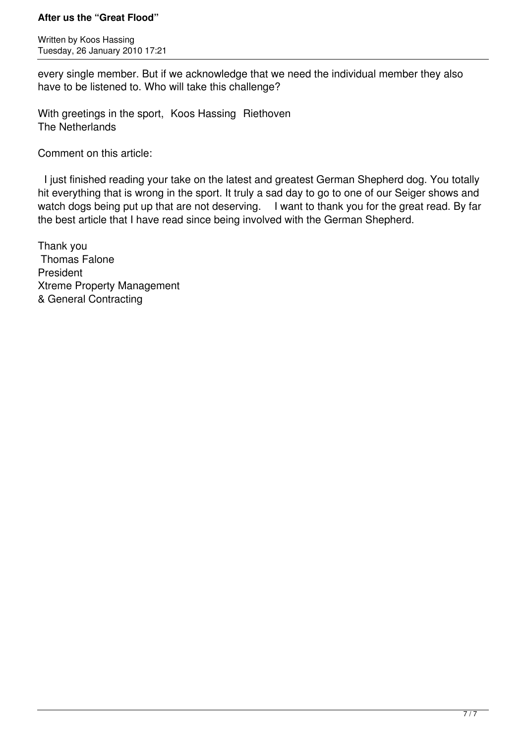every single member. But if we acknowledge that we need the individual member they also have to be listened to. Who will take this challenge?

With greetings in the sport, Koos Hassing Riethoven
The Netherlands

Comment on this article:

I just finished reading your take on the latest and greatest German Shepherd dog. You totally hit everything that is wrong in the sport. It truly a sad day to go to one of our Seiger shows and watch dogs being put up that are not deserving. I want to thank you for the great read. By far the best article that I have read since being involved with the German Shepherd.

Thank you
Thomas Falone
President
Xtreme Property Management
& General Contracting